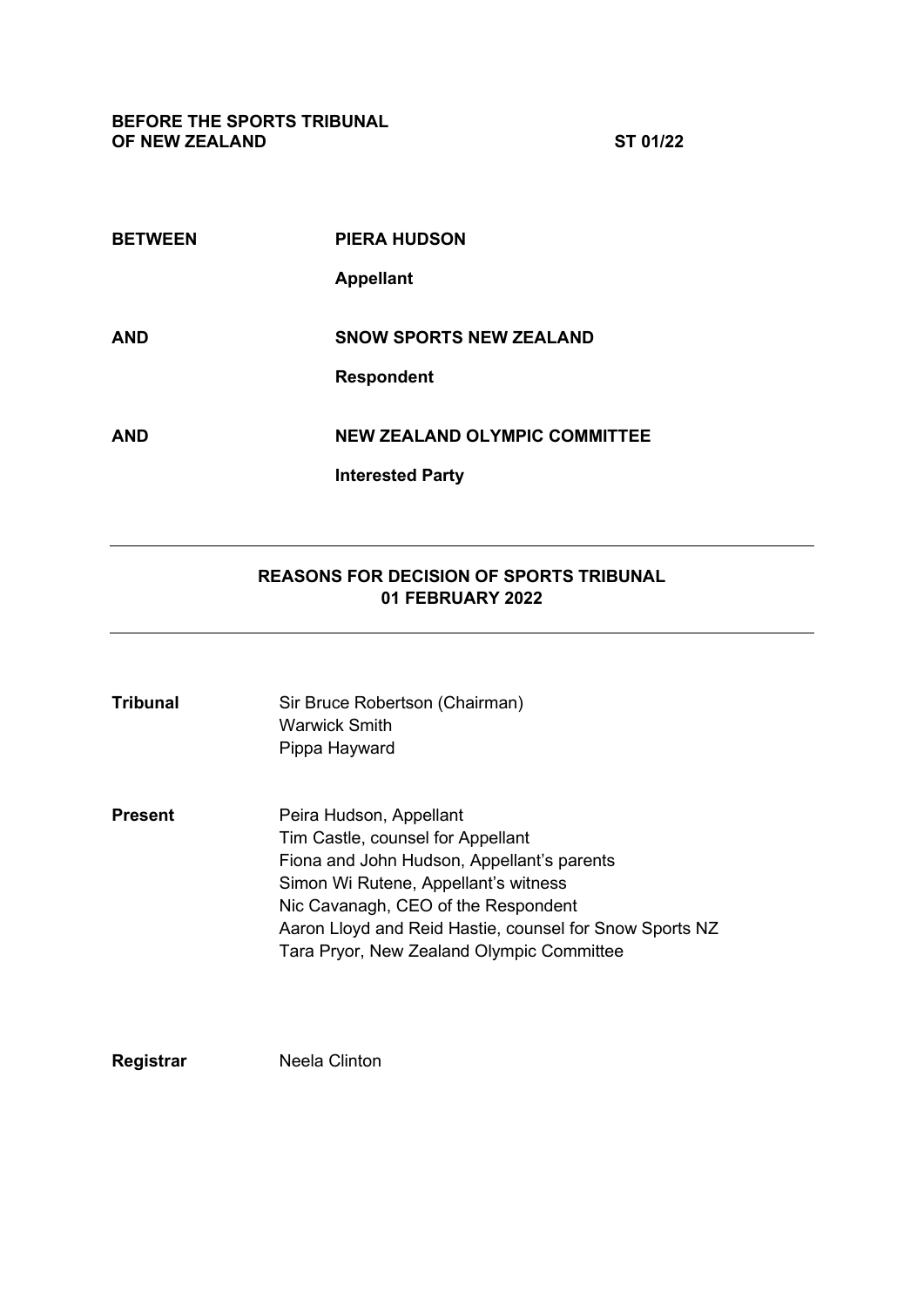**BEFORE THE SPORTS TRIBUNAL OF NEW ZEALAND** **ST 01/22**

| | |
|---|---|
| **BETWEEN** | **PIERA HUDSON** |
| | **Appellant** |
| **AND** | **SNOW SPORTS NEW ZEALAND** |
| | **Respondent** |
| **AND** | **NEW ZEALAND OLYMPIC COMMITTEE** |
| | **Interested Party** |

---

**REASONS FOR DECISION OF SPORTS TRIBUNAL 01 FEBRUARY 2022**

---

| | |
|---|---|
| **Tribunal** | Sir Bruce Robertson (Chairman)<br>Warwick Smith<br>Pippa Hayward |
| **Present** | Peira Hudson, Appellant<br>Tim Castle, counsel for Appellant<br>Fiona and John Hudson, Appellant's parents<br>Simon Wi Rutene, Appellant's witness<br>Nic Cavanagh, CEO of the Respondent<br>Aaron Lloyd and Reid Hastie, counsel for Snow Sports NZ<br>Tara Pryor, New Zealand Olympic Committee |
| **Registrar** | Neela Clinton |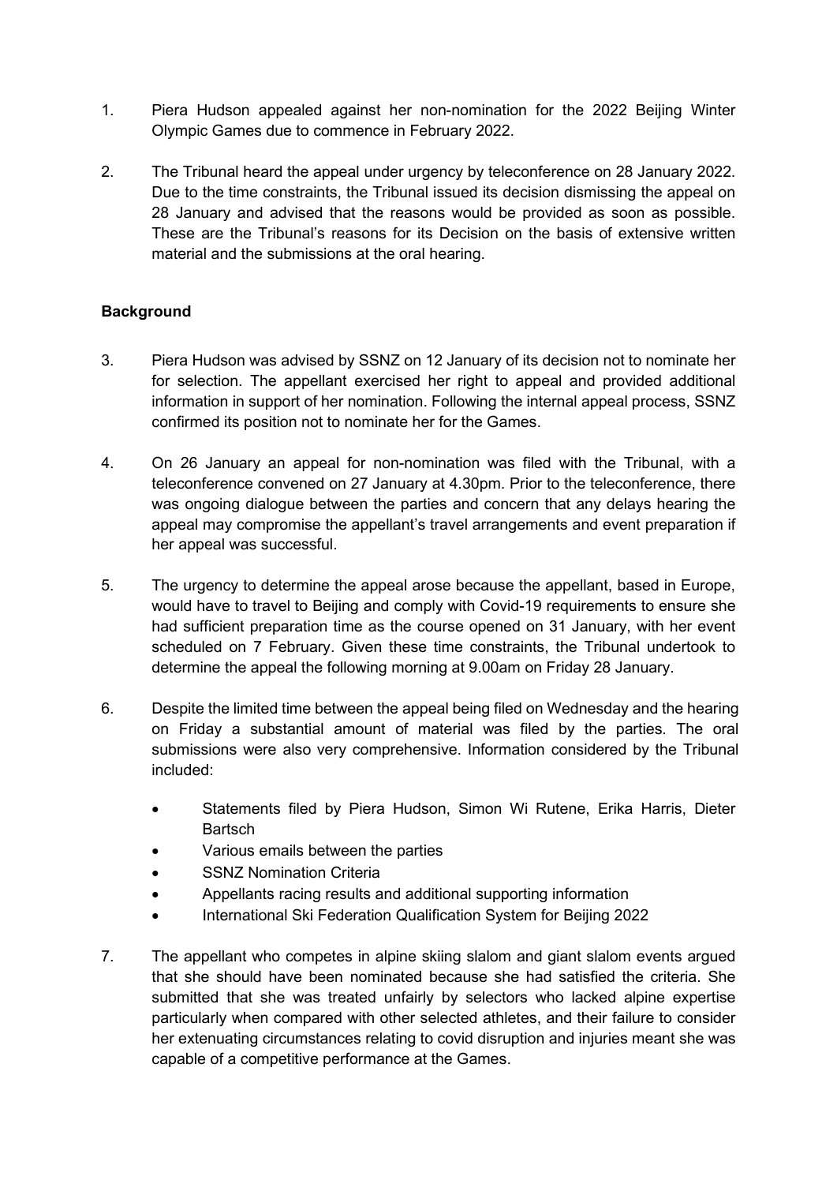1. Piera Hudson appealed against her non-nomination for the 2022 Beijing Winter Olympic Games due to commence in February 2022.

2. The Tribunal heard the appeal under urgency by teleconference on 28 January 2022. Due to the time constraints, the Tribunal issued its decision dismissing the appeal on 28 January and advised that the reasons would be provided as soon as possible. These are the Tribunal's reasons for its Decision on the basis of extensive written material and the submissions at the oral hearing.

## Background

3. Piera Hudson was advised by SSNZ on 12 January of its decision not to nominate her for selection. The appellant exercised her right to appeal and provided additional information in support of her nomination. Following the internal appeal process, SSNZ confirmed its position not to nominate her for the Games.

4. On 26 January an appeal for non-nomination was filed with the Tribunal, with a teleconference convened on 27 January at 4.30pm. Prior to the teleconference, there was ongoing dialogue between the parties and concern that any delays hearing the appeal may compromise the appellant's travel arrangements and event preparation if her appeal was successful.

5. The urgency to determine the appeal arose because the appellant, based in Europe, would have to travel to Beijing and comply with Covid-19 requirements to ensure she had sufficient preparation time as the course opened on 31 January, with her event scheduled on 7 February. Given these time constraints, the Tribunal undertook to determine the appeal the following morning at 9.00am on Friday 28 January.

6. Despite the limited time between the appeal being filed on Wednesday and the hearing on Friday a substantial amount of material was filed by the parties. The oral submissions were also very comprehensive. Information considered by the Tribunal included:

   - Statements filed by Piera Hudson, Simon Wi Rutene, Erika Harris, Dieter Bartsch
   - Various emails between the parties
   - SSNZ Nomination Criteria
   - Appellants racing results and additional supporting information
   - International Ski Federation Qualification System for Beijing 2022

7. The appellant who competes in alpine skiing slalom and giant slalom events argued that she should have been nominated because she had satisfied the criteria. She submitted that she was treated unfairly by selectors who lacked alpine expertise particularly when compared with other selected athletes, and their failure to consider her extenuating circumstances relating to covid disruption and injuries meant she was capable of a competitive performance at the Games.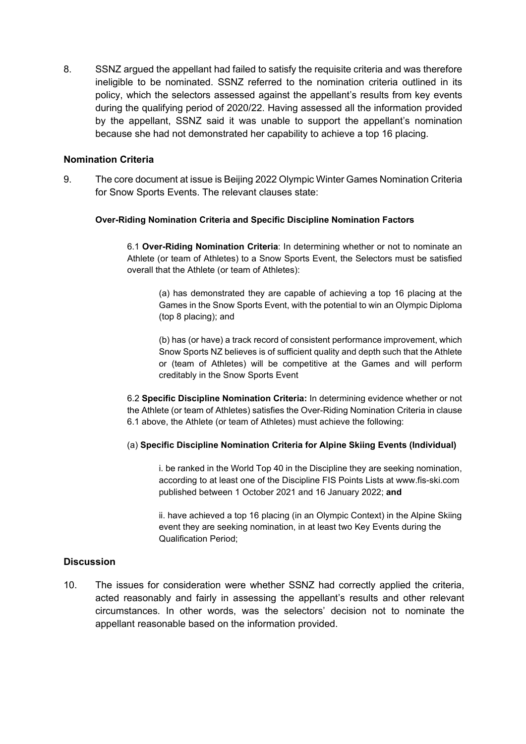8. SSNZ argued the appellant had failed to satisfy the requisite criteria and was therefore ineligible to be nominated. SSNZ referred to the nomination criteria outlined in its policy, which the selectors assessed against the appellant's results from key events during the qualifying period of 2020/22. Having assessed all the information provided by the appellant, SSNZ said it was unable to support the appellant's nomination because she had not demonstrated her capability to achieve a top 16 placing.

## Nomination Criteria

9. The core document at issue is Beijing 2022 Olympic Winter Games Nomination Criteria for Snow Sports Events. The relevant clauses state:

**Over-Riding Nomination Criteria and Specific Discipline Nomination Factors**

> 6.1 **Over-Riding Nomination Criteria**: In determining whether or not to nominate an Athlete (or team of Athletes) to a Snow Sports Event, the Selectors must be satisfied overall that the Athlete (or team of Athletes):
>
> > (a) has demonstrated they are capable of achieving a top 16 placing at the Games in the Snow Sports Event, with the potential to win an Olympic Diploma (top 8 placing); and
> >
> > (b) has (or have) a track record of consistent performance improvement, which Snow Sports NZ believes is of sufficient quality and depth such that the Athlete or (team of Athletes) will be competitive at the Games and will perform creditably in the Snow Sports Event
>
> 6.2 **Specific Discipline Nomination Criteria:** In determining evidence whether or not the Athlete (or team of Athletes) satisfies the Over-Riding Nomination Criteria in clause 6.1 above, the Athlete (or team of Athletes) must achieve the following:
>
> (a) **Specific Discipline Nomination Criteria for Alpine Skiing Events (Individual)**
>
> > i. be ranked in the World Top 40 in the Discipline they are seeking nomination, according to at least one of the Discipline FIS Points Lists at www.fis-ski.com published between 1 October 2021 and 16 January 2022; **and**
> >
> > ii. have achieved a top 16 placing (in an Olympic Context) in the Alpine Skiing event they are seeking nomination, in at least two Key Events during the Qualification Period;

## Discussion

10. The issues for consideration were whether SSNZ had correctly applied the criteria, acted reasonably and fairly in assessing the appellant's results and other relevant circumstances. In other words, was the selectors' decision not to nominate the appellant reasonable based on the information provided.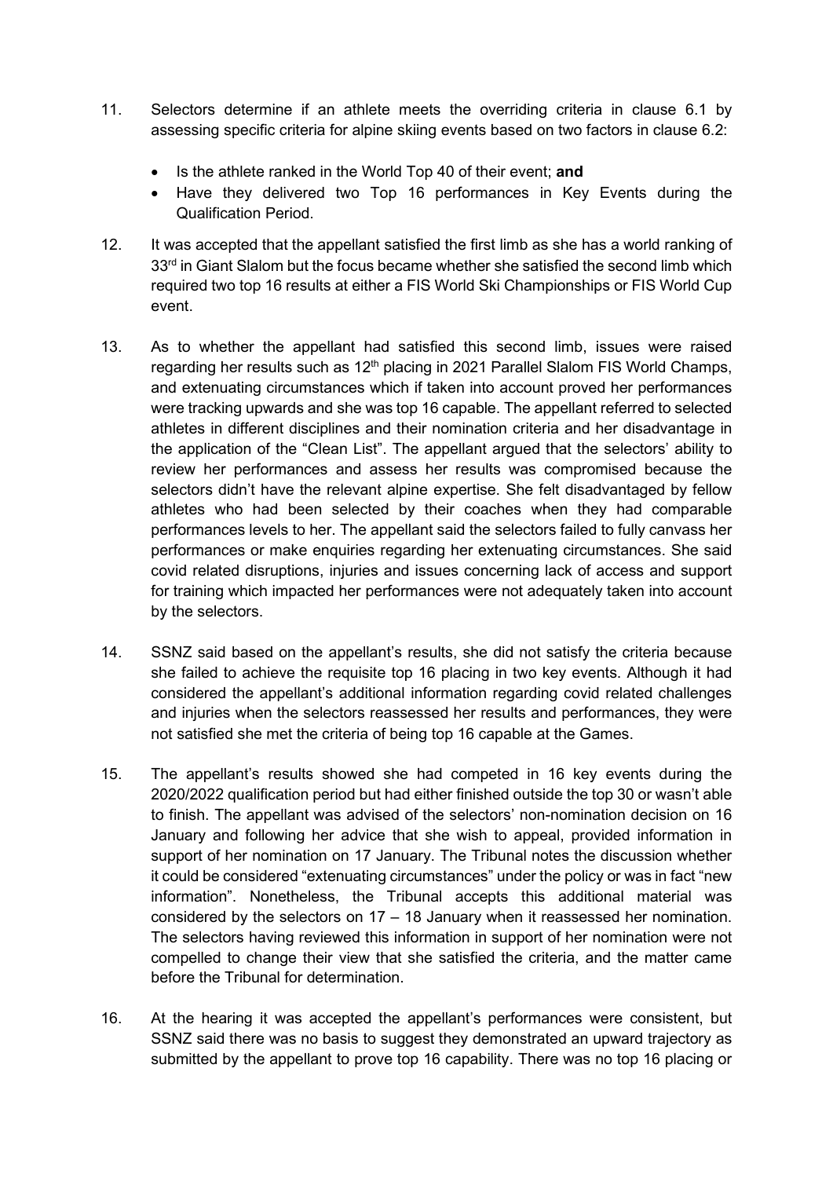11. Selectors determine if an athlete meets the overriding criteria in clause 6.1 by assessing specific criteria for alpine skiing events based on two factors in clause 6.2:

    - Is the athlete ranked in the World Top 40 of their event; **and**
    - Have they delivered two Top 16 performances in Key Events during the Qualification Period.

12. It was accepted that the appellant satisfied the first limb as she has a world ranking of 33rd in Giant Slalom but the focus became whether she satisfied the second limb which required two top 16 results at either a FIS World Ski Championships or FIS World Cup event.

13. As to whether the appellant had satisfied this second limb, issues were raised regarding her results such as 12th placing in 2021 Parallel Slalom FIS World Champs, and extenuating circumstances which if taken into account proved her performances were tracking upwards and she was top 16 capable. The appellant referred to selected athletes in different disciplines and their nomination criteria and her disadvantage in the application of the "Clean List". The appellant argued that the selectors' ability to review her performances and assess her results was compromised because the selectors didn't have the relevant alpine expertise. She felt disadvantaged by fellow athletes who had been selected by their coaches when they had comparable performances levels to her. The appellant said the selectors failed to fully canvass her performances or make enquiries regarding her extenuating circumstances. She said covid related disruptions, injuries and issues concerning lack of access and support for training which impacted her performances were not adequately taken into account by the selectors.

14. SSNZ said based on the appellant's results, she did not satisfy the criteria because she failed to achieve the requisite top 16 placing in two key events. Although it had considered the appellant's additional information regarding covid related challenges and injuries when the selectors reassessed her results and performances, they were not satisfied she met the criteria of being top 16 capable at the Games.

15. The appellant's results showed she had competed in 16 key events during the 2020/2022 qualification period but had either finished outside the top 30 or wasn't able to finish. The appellant was advised of the selectors' non-nomination decision on 16 January and following her advice that she wish to appeal, provided information in support of her nomination on 17 January. The Tribunal notes the discussion whether it could be considered "extenuating circumstances" under the policy or was in fact "new information". Nonetheless, the Tribunal accepts this additional material was considered by the selectors on 17 – 18 January when it reassessed her nomination. The selectors having reviewed this information in support of her nomination were not compelled to change their view that she satisfied the criteria, and the matter came before the Tribunal for determination.

16. At the hearing it was accepted the appellant's performances were consistent, but SSNZ said there was no basis to suggest they demonstrated an upward trajectory as submitted by the appellant to prove top 16 capability. There was no top 16 placing or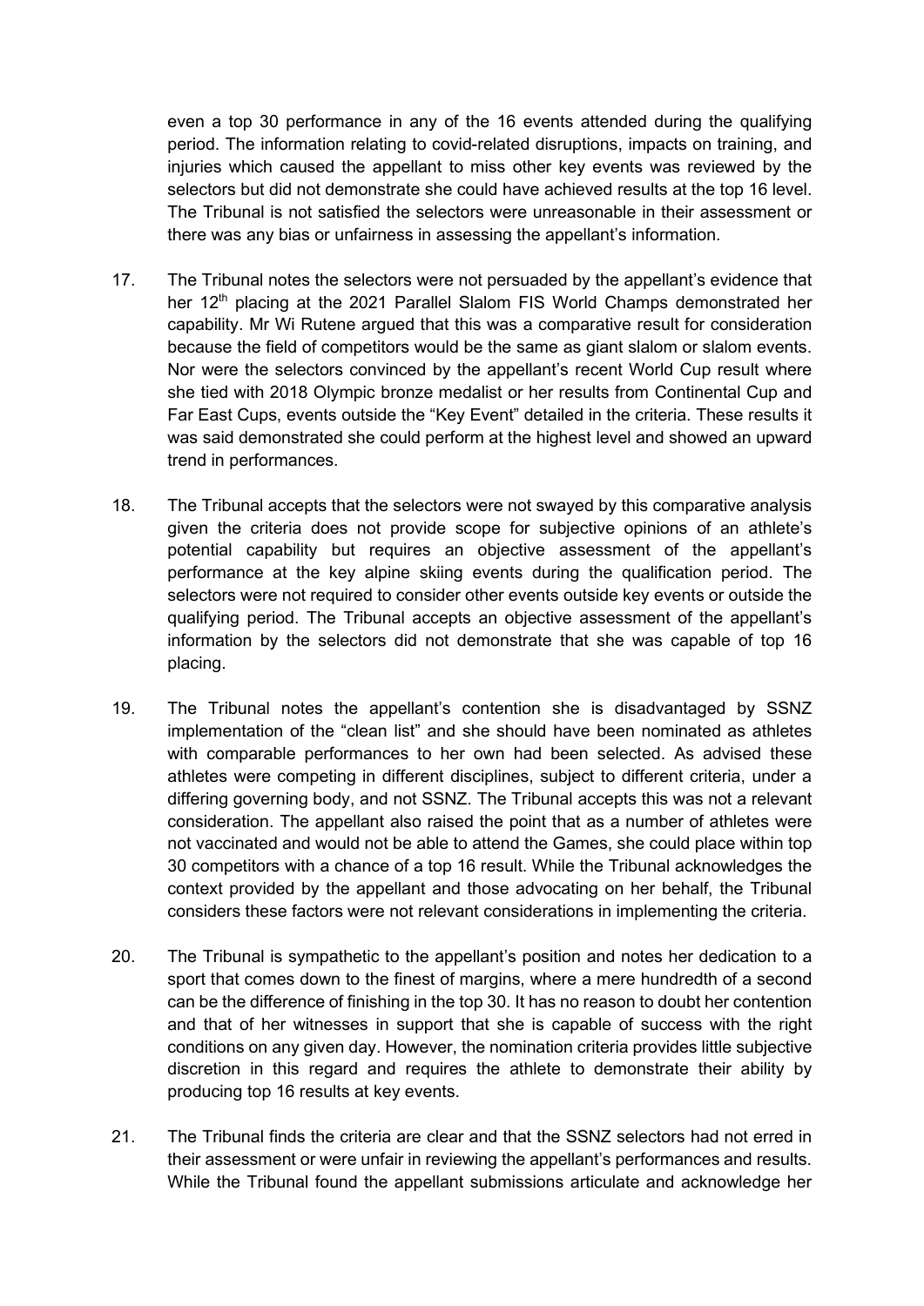even a top 30 performance in any of the 16 events attended during the qualifying period. The information relating to covid-related disruptions, impacts on training, and injuries which caused the appellant to miss other key events was reviewed by the selectors but did not demonstrate she could have achieved results at the top 16 level. The Tribunal is not satisfied the selectors were unreasonable in their assessment or there was any bias or unfairness in assessing the appellant's information.

17. The Tribunal notes the selectors were not persuaded by the appellant's evidence that her 12th placing at the 2021 Parallel Slalom FIS World Champs demonstrated her capability. Mr Wi Rutene argued that this was a comparative result for consideration because the field of competitors would be the same as giant slalom or slalom events. Nor were the selectors convinced by the appellant's recent World Cup result where she tied with 2018 Olympic bronze medalist or her results from Continental Cup and Far East Cups, events outside the "Key Event" detailed in the criteria. These results it was said demonstrated she could perform at the highest level and showed an upward trend in performances.

18. The Tribunal accepts that the selectors were not swayed by this comparative analysis given the criteria does not provide scope for subjective opinions of an athlete's potential capability but requires an objective assessment of the appellant's performance at the key alpine skiing events during the qualification period. The selectors were not required to consider other events outside key events or outside the qualifying period. The Tribunal accepts an objective assessment of the appellant's information by the selectors did not demonstrate that she was capable of top 16 placing.

19. The Tribunal notes the appellant's contention she is disadvantaged by SSNZ implementation of the "clean list" and she should have been nominated as athletes with comparable performances to her own had been selected. As advised these athletes were competing in different disciplines, subject to different criteria, under a differing governing body, and not SSNZ. The Tribunal accepts this was not a relevant consideration. The appellant also raised the point that as a number of athletes were not vaccinated and would not be able to attend the Games, she could place within top 30 competitors with a chance of a top 16 result. While the Tribunal acknowledges the context provided by the appellant and those advocating on her behalf, the Tribunal considers these factors were not relevant considerations in implementing the criteria.

20. The Tribunal is sympathetic to the appellant's position and notes her dedication to a sport that comes down to the finest of margins, where a mere hundredth of a second can be the difference of finishing in the top 30. It has no reason to doubt her contention and that of her witnesses in support that she is capable of success with the right conditions on any given day. However, the nomination criteria provides little subjective discretion in this regard and requires the athlete to demonstrate their ability by producing top 16 results at key events.

21. The Tribunal finds the criteria are clear and that the SSNZ selectors had not erred in their assessment or were unfair in reviewing the appellant's performances and results. While the Tribunal found the appellant submissions articulate and acknowledge her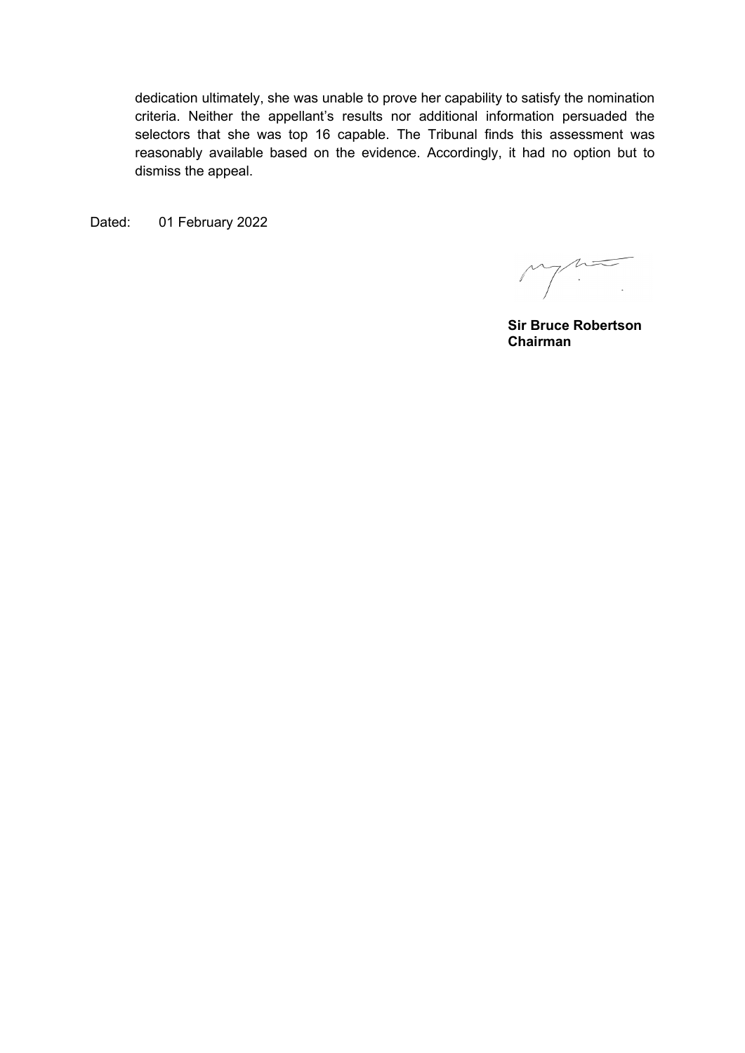dedication ultimately, she was unable to prove her capability to satisfy the nomination criteria. Neither the appellant's results nor additional information persuaded the selectors that she was top 16 capable. The Tribunal finds this assessment was reasonably available based on the evidence. Accordingly, it had no option but to dismiss the appeal.

Dated: 01 February 2022

**Sir Bruce Robertson**
**Chairman**